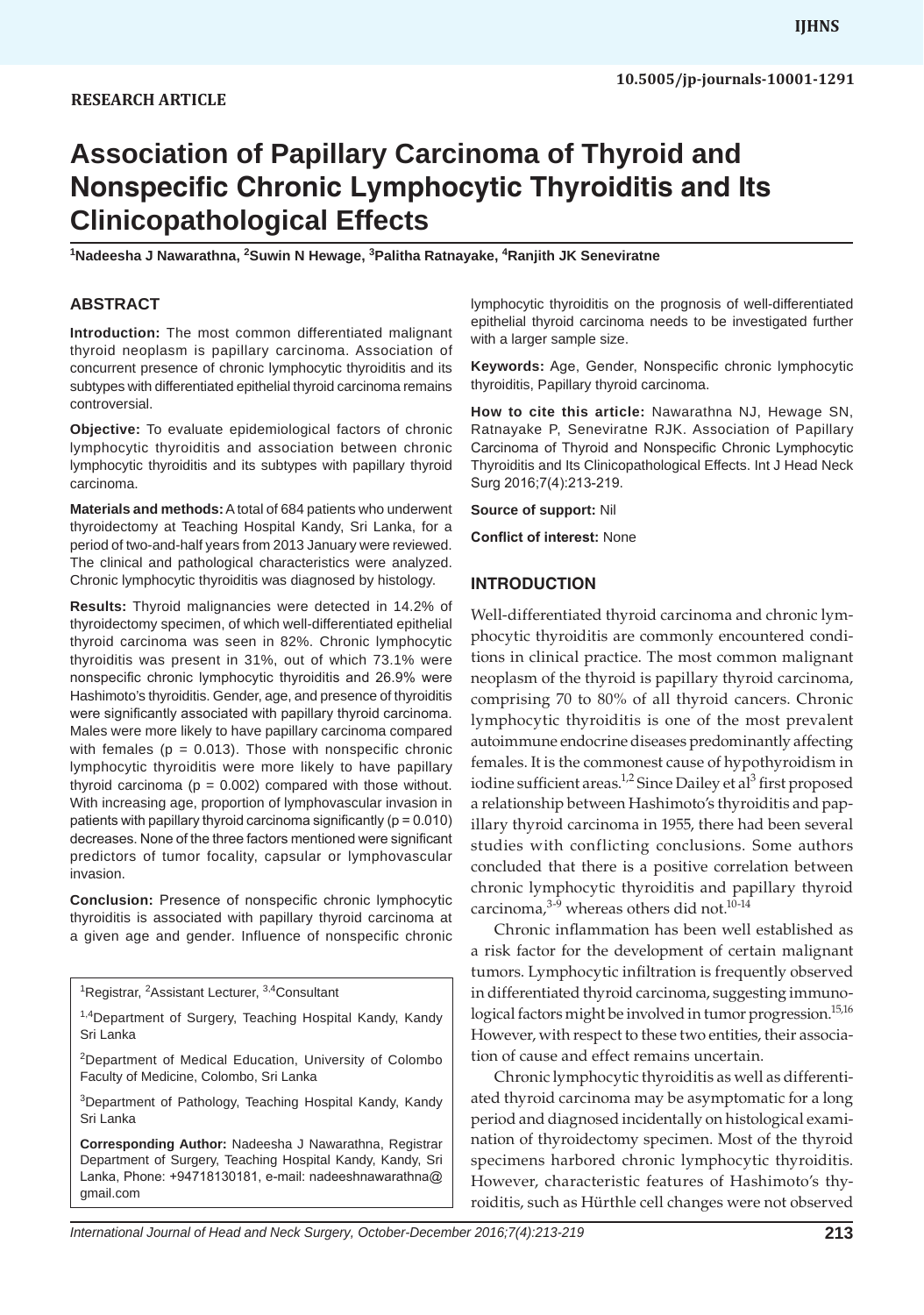RESEARCH ARTICLE

# Association of Papillary Carcinoma of Thyroid and Nonspecific Chronic Lymphocytic Thyroiditis and Its Clinicopathological Effects

[1]Nadeesha J Nawarathna, [2]Suwin N Hewage, [3]Palitha Ratnayake, [4]Ranjith JK Seneviratne

## ABSTRACT

**Introduction:** The most common differentiated malignant thyroid neoplasm is papillary carcinoma. Association of concurrent presence of chronic lymphocytic thyroiditis and its subtypes with differentiated epithelial thyroid carcinoma remains controversial.

**Objective:** To evaluate epidemiological factors of chronic lymphocytic thyroiditis and association between chronic lymphocytic thyroiditis and its subtypes with papillary thyroid carcinoma.

**Materials and methods:** A total of 684 patients who underwent thyroidectomy at Teaching Hospital Kandy, Sri Lanka, for a period of two-and-half years from 2013 January were reviewed. The clinical and pathological characteristics were analyzed. Chronic lymphocytic thyroiditis was diagnosed by histology.

**Results:** Thyroid malignancies were detected in 14.2% of thyroidectomy specimen, of which well-differentiated epithelial thyroid carcinoma was seen in 82%. Chronic lymphocytic thyroiditis was present in 31%, out of which 73.1% were nonspecific chronic lymphocytic thyroiditis and 26.9% were Hashimoto's thyroiditis. Gender, age, and presence of thyroiditis were significantly associated with papillary thyroid carcinoma. Males were more likely to have papillary carcinoma compared with females ($p = 0.013$). Those with nonspecific chronic lymphocytic thyroiditis were more likely to have papillary thyroid carcinoma ($p = 0.002$) compared with those without. With increasing age, proportion of lymphovascular invasion in patients with papillary thyroid carcinoma significantly ($p = 0.010$) decreases. None of the three factors mentioned were significant predictors of tumor focality, capsular or lymphovascular invasion.

**Conclusion:** Presence of nonspecific chronic lymphocytic thyroiditis is associated with papillary thyroid carcinoma at a given age and gender. Influence of nonspecific chronic lymphocytic thyroiditis on the prognosis of well-differentiated epithelial thyroid carcinoma needs to be investigated further with a larger sample size.

**Keywords:** Age, Gender, Nonspecific chronic lymphocytic thyroiditis, Papillary thyroid carcinoma.

**How to cite this article:** Nawarathna NJ, Hewage SN, Ratnayake P, Seneviratne RJK. Association of Papillary Carcinoma of Thyroid and Nonspecific Chronic Lymphocytic Thyroiditis and Its Clinicopathological Effects. Int J Head Neck Surg 2016;7(4):213-219.

**Source of support:** Nil

**Conflict of interest:** None

[1]Registrar, [2]Assistant Lecturer, [3,4]Consultant

[1,4]Department of Surgery, Teaching Hospital Kandy, Kandy Sri Lanka

[2]Department of Medical Education, University of Colombo Faculty of Medicine, Colombo, Sri Lanka

[3]Department of Pathology, Teaching Hospital Kandy, Kandy Sri Lanka

**Corresponding Author:** Nadeesha J Nawarathna, Registrar Department of Surgery, Teaching Hospital Kandy, Kandy, Sri Lanka, Phone: +94718130181, e-mail: nadeeshnawarathna@gmail.com

## INTRODUCTION

Well-differentiated thyroid carcinoma and chronic lymphocytic thyroiditis are commonly encountered conditions in clinical practice. The most common malignant neoplasm of the thyroid is papillary thyroid carcinoma, comprising 70 to 80% of all thyroid cancers. Chronic lymphocytic thyroiditis is one of the most prevalent autoimmune endocrine diseases predominantly affecting females. It is the commonest cause of hypothyroidism in iodine sufficient areas.[1,2] Since Dailey et al[3] first proposed a relationship between Hashimoto's thyroiditis and papillary thyroid carcinoma in 1955, there had been several studies with conflicting conclusions. Some authors concluded that there is a positive correlation between chronic lymphocytic thyroiditis and papillary thyroid carcinoma,[3-9] whereas others did not.[10-14]

Chronic inflammation has been well established as a risk factor for the development of certain malignant tumors. Lymphocytic infiltration is frequently observed in differentiated thyroid carcinoma, suggesting immunological factors might be involved in tumor progression.[15,16] However, with respect to these two entities, their association of cause and effect remains uncertain.

Chronic lymphocytic thyroiditis as well as differentiated thyroid carcinoma may be asymptomatic for a long period and diagnosed incidentally on histological examination of thyroidectomy specimen. Most of the thyroid specimens harbored chronic lymphocytic thyroiditis. However, characteristic features of Hashimoto's thyroiditis, such as Hürthle cell changes were not observed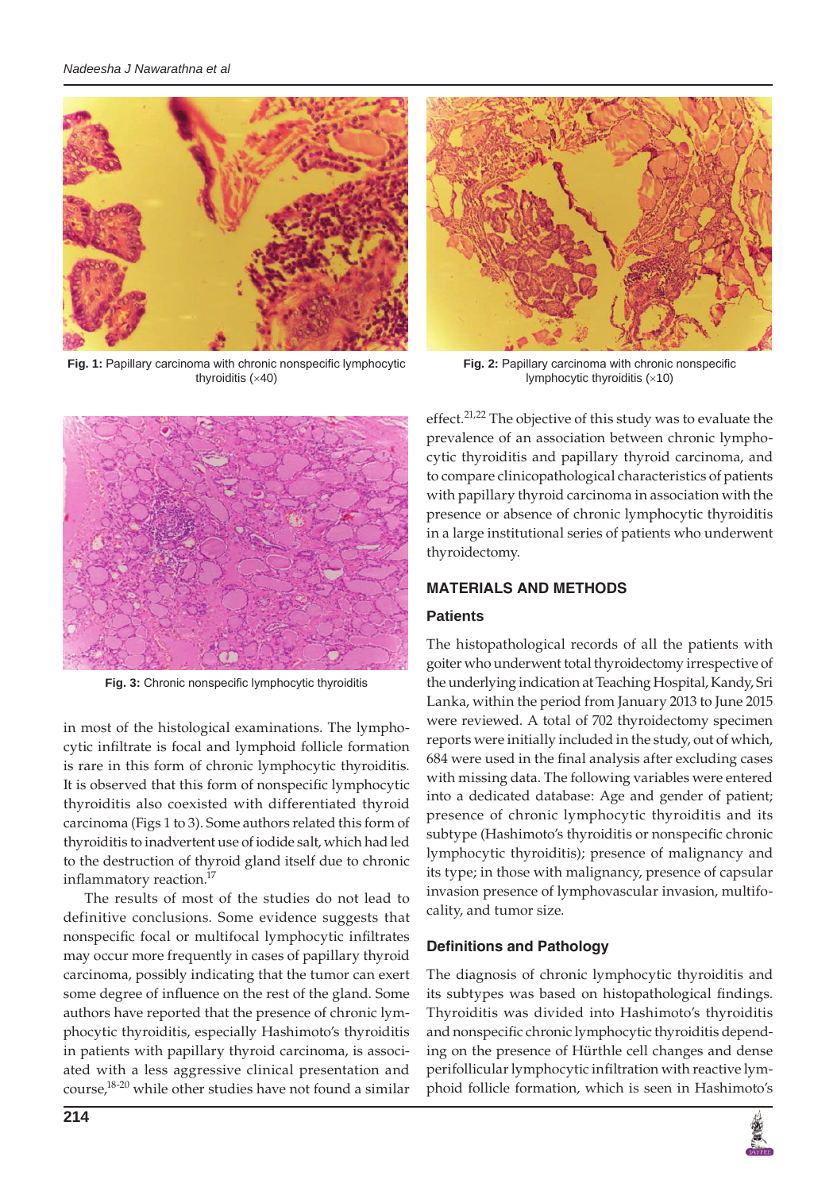Fig. 1: Papillary carcinoma with chronic nonspecific lymphocytic thyroiditis (×40)

Fig. 2: Papillary carcinoma with chronic nonspecific lymphocytic thyroiditis (×10)

Fig. 3: Chronic nonspecific lymphocytic thyroiditis

in most of the histological examinations. The lymphocytic infiltrate is focal and lymphoid follicle formation is rare in this form of chronic lymphocytic thyroiditis. It is observed that this form of nonspecific lymphocytic thyroiditis also coexisted with differentiated thyroid carcinoma (Figs 1 to 3). Some authors related this form of thyroiditis to inadvertent use of iodide salt, which had led to the destruction of thyroid gland itself due to chronic inflammatory reaction.[17]

The results of most of the studies do not lead to definitive conclusions. Some evidence suggests that nonspecific focal or multifocal lymphocytic infiltrates may occur more frequently in cases of papillary thyroid carcinoma, possibly indicating that the tumor can exert some degree of influence on the rest of the gland. Some authors have reported that the presence of chronic lymphocytic thyroiditis, especially Hashimoto's thyroiditis in patients with papillary thyroid carcinoma, is associated with a less aggressive clinical presentation and course,[18-20] while other studies have not found a similar effect.[21,22] The objective of this study was to evaluate the prevalence of an association between chronic lymphocytic thyroiditis and papillary thyroid carcinoma, and to compare clinicopathological characteristics of patients with papillary thyroid carcinoma in association with the presence or absence of chronic lymphocytic thyroiditis in a large institutional series of patients who underwent thyroidectomy.

## MATERIALS AND METHODS

### Patients

The histopathological records of all the patients with goiter who underwent total thyroidectomy irrespective of the underlying indication at Teaching Hospital, Kandy, Sri Lanka, within the period from January 2013 to June 2015 were reviewed. A total of 702 thyroidectomy specimen reports were initially included in the study, out of which, 684 were used in the final analysis after excluding cases with missing data. The following variables were entered into a dedicated database: Age and gender of patient; presence of chronic lymphocytic thyroiditis and its subtype (Hashimoto's thyroiditis or nonspecific chronic lymphocytic thyroiditis); presence of malignancy and its type; in those with malignancy, presence of capsular invasion presence of lymphovascular invasion, multifocality, and tumor size.

### Definitions and Pathology

The diagnosis of chronic lymphocytic thyroiditis and its subtypes was based on histopathological findings. Thyroiditis was divided into Hashimoto's thyroiditis and nonspecific chronic lymphocytic thyroiditis depending on the presence of Hürthle cell changes and dense perifollicular lymphocytic infiltration with reactive lymphoid follicle formation, which is seen in Hashimoto's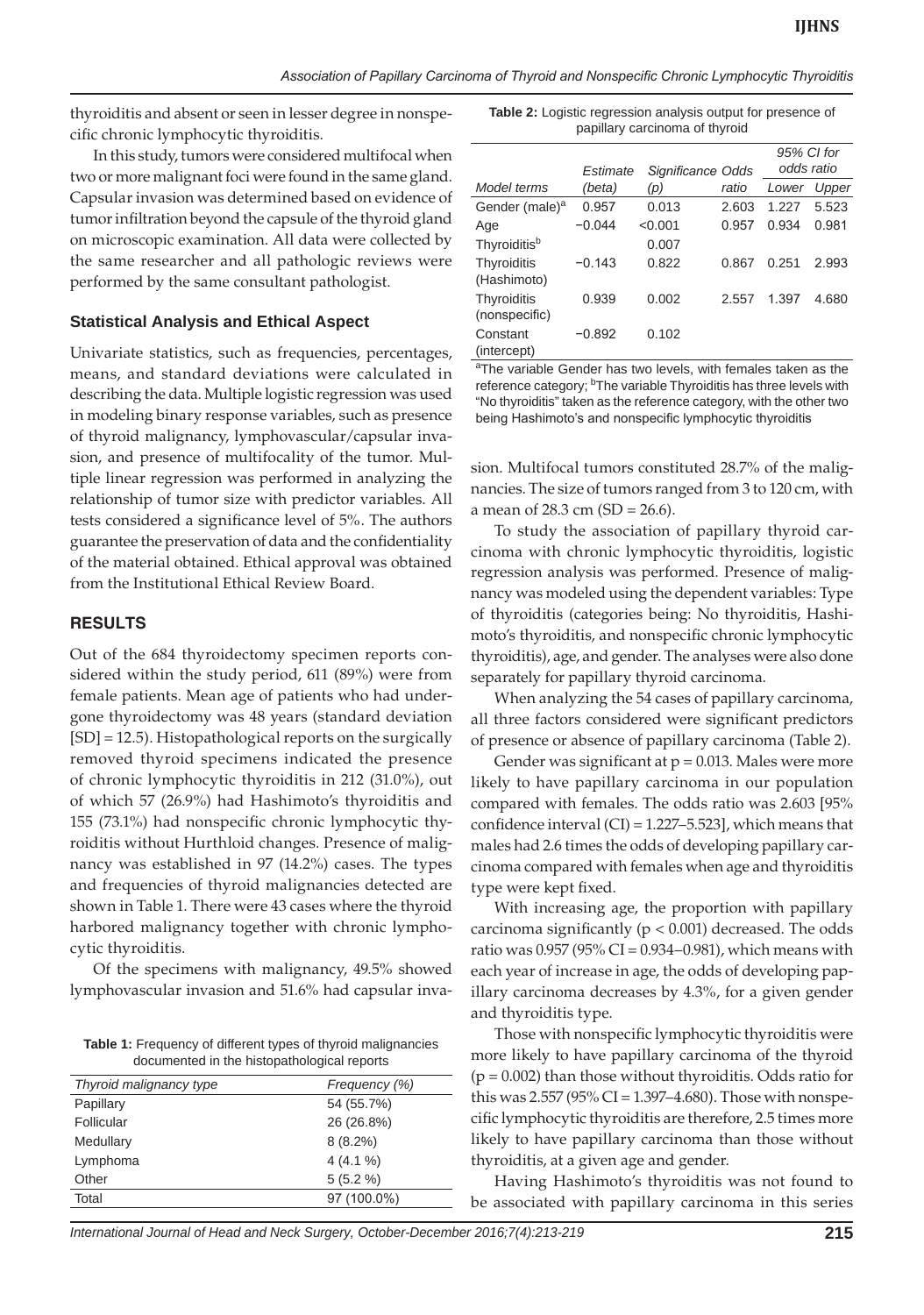thyroiditis and absent or seen in lesser degree in nonspecific chronic lymphocytic thyroiditis.

In this study, tumors were considered multifocal when two or more malignant foci were found in the same gland. Capsular invasion was determined based on evidence of tumor infiltration beyond the capsule of the thyroid gland on microscopic examination. All data were collected by the same researcher and all pathologic reviews were performed by the same consultant pathologist.

### Statistical Analysis and Ethical Aspect

Univariate statistics, such as frequencies, percentages, means, and standard deviations were calculated in describing the data. Multiple logistic regression was used in modeling binary response variables, such as presence of thyroid malignancy, lymphovascular/capsular invasion, and presence of multifocality of the tumor. Multiple linear regression was performed in analyzing the relationship of tumor size with predictor variables. All tests considered a significance level of 5%. The authors guarantee the preservation of data and the confidentiality of the material obtained. Ethical approval was obtained from the Institutional Ethical Review Board.

## RESULTS

Out of the 684 thyroidectomy specimen reports considered within the study period, 611 (89%) were from female patients. Mean age of patients who had undergone thyroidectomy was 48 years (standard deviation [SD] = 12.5). Histopathological reports on the surgically removed thyroid specimens indicated the presence of chronic lymphocytic thyroiditis in 212 (31.0%), out of which 57 (26.9%) had Hashimoto's thyroiditis and 155 (73.1%) had nonspecific chronic lymphocytic thyroiditis without Hurthloid changes. Presence of malignancy was established in 97 (14.2%) cases. The types and frequencies of thyroid malignancies detected are shown in Table 1. There were 43 cases where the thyroid harbored malignancy together with chronic lymphocytic thyroiditis.

Of the specimens with malignancy, 49.5% showed lymphovascular invasion and 51.6% had capsular invasion. Multifocal tumors constituted 28.7% of the malignancies. The size of tumors ranged from 3 to 120 cm, with a mean of 28.3 cm (SD = 26.6).

**Table 1:** Frequency of different types of thyroid malignancies documented in the histopathological reports

| *Thyroid malignancy type* | *Frequency (%)* |
|---|---|
| Papillary | 54 (55.7%) |
| Follicular | 26 (26.8%) |
| Medullary | 8 (8.2%) |
| Lymphoma | 4 (4.1 %) |
| Other | 5 (5.2 %) |
| Total | 97 (100.0%) |

**Table 2:** Logistic regression analysis output for presence of papillary carcinoma of thyroid

| *Model terms* | *Estimate (beta)* | *Significance (p)* | *Odds ratio* | *95% CI for odds ratio Lower* | *Upper* |
|---|---|---|---|---|---|
| Gender (male)[a] | 0.957 | 0.013 | 2.603 | 1.227 | 5.523 |
| Age | −0.044 | <0.001 | 0.957 | 0.934 | 0.981 |
| Thyroiditis[b] | | 0.007 | | | |
| Thyroiditis (Hashimoto) | −0.143 | 0.822 | 0.867 | 0.251 | 2.993 |
| Thyroiditis (nonspecific) | 0.939 | 0.002 | 2.557 | 1.397 | 4.680 |
| Constant (intercept) | −0.892 | 0.102 | | | |

[a]The variable Gender has two levels, with females taken as the reference category; [b]The variable Thyroiditis has three levels with "No thyroiditis" taken as the reference category, with the other two being Hashimoto's and nonspecific lymphocytic thyroiditis

To study the association of papillary thyroid carcinoma with chronic lymphocytic thyroiditis, logistic regression analysis was performed. Presence of malignancy was modeled using the dependent variables: Type of thyroiditis (categories being: No thyroiditis, Hashimoto's thyroiditis, and nonspecific chronic lymphocytic thyroiditis), age, and gender. The analyses were also done separately for papillary thyroid carcinoma.

When analyzing the 54 cases of papillary carcinoma, all three factors considered were significant predictors of presence or absence of papillary carcinoma (Table 2).

Gender was significant at $p = 0.013$. Males were more likely to have papillary carcinoma in our population compared with females. The odds ratio was 2.603 [95% confidence interval (CI) = 1.227–5.523], which means that males had 2.6 times the odds of developing papillary carcinoma compared with females when age and thyroiditis type were kept fixed.

With increasing age, the proportion with papillary carcinoma significantly ($p < 0.001$) decreased. The odds ratio was 0.957 (95% CI = 0.934–0.981), which means with each year of increase in age, the odds of developing papillary carcinoma decreases by 4.3%, for a given gender and thyroiditis type.

Those with nonspecific lymphocytic thyroiditis were more likely to have papillary carcinoma of the thyroid ($p = 0.002$) than those without thyroiditis. Odds ratio for this was 2.557 (95% CI = 1.397–4.680). Those with nonspecific lymphocytic thyroiditis are therefore, 2.5 times more likely to have papillary carcinoma than those without thyroiditis, at a given age and gender.

Having Hashimoto's thyroiditis was not found to be associated with papillary carcinoma in this series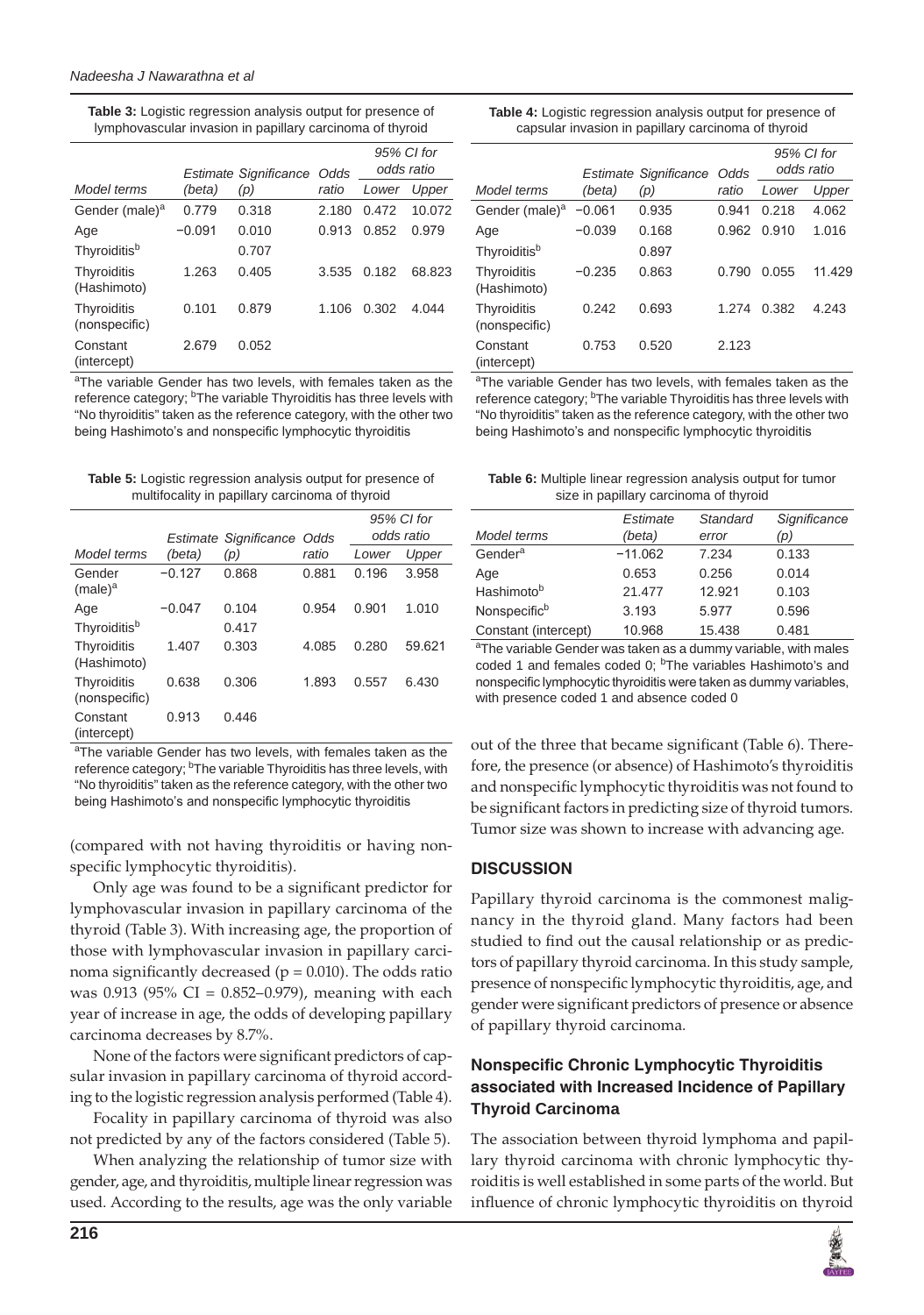**Table 3:** Logistic regression analysis output for presence of lymphovascular invasion in papillary carcinoma of thyroid

| Model terms | Estimate (beta) | Significance (p) | Odds ratio | 95% CI for odds ratio | |
|---|---|---|---|---|---|
| | | | | Lower | Upper |
| Gender (male)[a] | 0.779 | 0.318 | 2.180 | 0.472 | 10.072 |
| Age | −0.091 | 0.010 | 0.913 | 0.852 | 0.979 |
| Thyroiditis[b] | | 0.707 | | | |
| Thyroiditis (Hashimoto) | 1.263 | 0.405 | 3.535 | 0.182 | 68.823 |
| Thyroiditis (nonspecific) | 0.101 | 0.879 | 1.106 | 0.302 | 4.044 |
| Constant (intercept) | 2.679 | 0.052 | | | |

[a]The variable Gender has two levels, with females taken as the reference category; [b]The variable Thyroiditis has three levels with "No thyroiditis" taken as the reference category, with the other two being Hashimoto's and nonspecific lymphocytic thyroiditis

**Table 4:** Logistic regression analysis output for presence of capsular invasion in papillary carcinoma of thyroid

| Model terms | Estimate (beta) | Significance (p) | Odds ratio | 95% CI for odds ratio | |
|---|---|---|---|---|---|
| | | | | Lower | Upper |
| Gender (male)[a] | −0.061 | 0.935 | 0.941 | 0.218 | 4.062 |
| Age | −0.039 | 0.168 | 0.962 | 0.910 | 1.016 |
| Thyroiditis[b] | | 0.897 | | | |
| Thyroiditis (Hashimoto) | −0.235 | 0.863 | 0.790 | 0.055 | 11.429 |
| Thyroiditis (nonspecific) | 0.242 | 0.693 | 1.274 | 0.382 | 4.243 |
| Constant (intercept) | 0.753 | 0.520 | 2.123 | | |

[a]The variable Gender has two levels, with females taken as the reference category; [b]The variable Thyroiditis has three levels with "No thyroiditis" taken as the reference category, with the other two being Hashimoto's and nonspecific lymphocytic thyroiditis

**Table 5:** Logistic regression analysis output for presence of multifocality in papillary carcinoma of thyroid

| Model terms | Estimate (beta) | Significance (p) | Odds ratio | 95% CI for odds ratio | |
|---|---|---|---|---|---|
| | | | | Lower | Upper |
| Gender (male)[a] | −0.127 | 0.868 | 0.881 | 0.196 | 3.958 |
| Age | −0.047 | 0.104 | 0.954 | 0.901 | 1.010 |
| Thyroiditis[b] | | 0.417 | | | |
| Thyroiditis (Hashimoto) | 1.407 | 0.303 | 4.085 | 0.280 | 59.621 |
| Thyroiditis (nonspecific) | 0.638 | 0.306 | 1.893 | 0.557 | 6.430 |
| Constant (intercept) | 0.913 | 0.446 | | | |

[a]The variable Gender has two levels, with females taken as the reference category; [b]The variable Thyroiditis has three levels, with "No thyroiditis" taken as the reference category, with the other two being Hashimoto's and nonspecific lymphocytic thyroiditis

(compared with not having thyroiditis or having nonspecific lymphocytic thyroiditis).

Only age was found to be a significant predictor for lymphovascular invasion in papillary carcinoma of the thyroid (Table 3). With increasing age, the proportion of those with lymphovascular invasion in papillary carcinoma significantly decreased ($p = 0.010$). The odds ratio was 0.913 (95% CI = 0.852–0.979), meaning with each year of increase in age, the odds of developing papillary carcinoma decreases by 8.7%.

None of the factors were significant predictors of capsular invasion in papillary carcinoma of thyroid according to the logistic regression analysis performed (Table 4).

Focality in papillary carcinoma of thyroid was also not predicted by any of the factors considered (Table 5).

When analyzing the relationship of tumor size with gender, age, and thyroiditis, multiple linear regression was used. According to the results, age was the only variable out of the three that became significant (Table 6). Therefore, the presence (or absence) of Hashimoto's thyroiditis and nonspecific lymphocytic thyroiditis was not found to be significant factors in predicting size of thyroid tumors. Tumor size was shown to increase with advancing age.

**Table 6:** Multiple linear regression analysis output for tumor size in papillary carcinoma of thyroid

| Model terms | Estimate (beta) | Standard error | Significance (p) |
|---|---|---|---|
| Gender[a] | −11.062 | 7.234 | 0.133 |
| Age | 0.653 | 0.256 | 0.014 |
| Hashimoto[b] | 21.477 | 12.921 | 0.103 |
| Nonspecific[b] | 3.193 | 5.977 | 0.596 |
| Constant (intercept) | 10.968 | 15.438 | 0.481 |

[a]The variable Gender was taken as a dummy variable, with males coded 1 and females coded 0; [b]The variables Hashimoto's and nonspecific lymphocytic thyroiditis were taken as dummy variables, with presence coded 1 and absence coded 0

## DISCUSSION

Papillary thyroid carcinoma is the commonest malignancy in the thyroid gland. Many factors had been studied to find out the causal relationship or as predictors of papillary thyroid carcinoma. In this study sample, presence of nonspecific lymphocytic thyroiditis, age, and gender were significant predictors of presence or absence of papillary thyroid carcinoma.

### Nonspecific Chronic Lymphocytic Thyroiditis associated with Increased Incidence of Papillary Thyroid Carcinoma

The association between thyroid lymphoma and papillary thyroid carcinoma with chronic lymphocytic thyroiditis is well established in some parts of the world. But influence of chronic lymphocytic thyroiditis on thyroid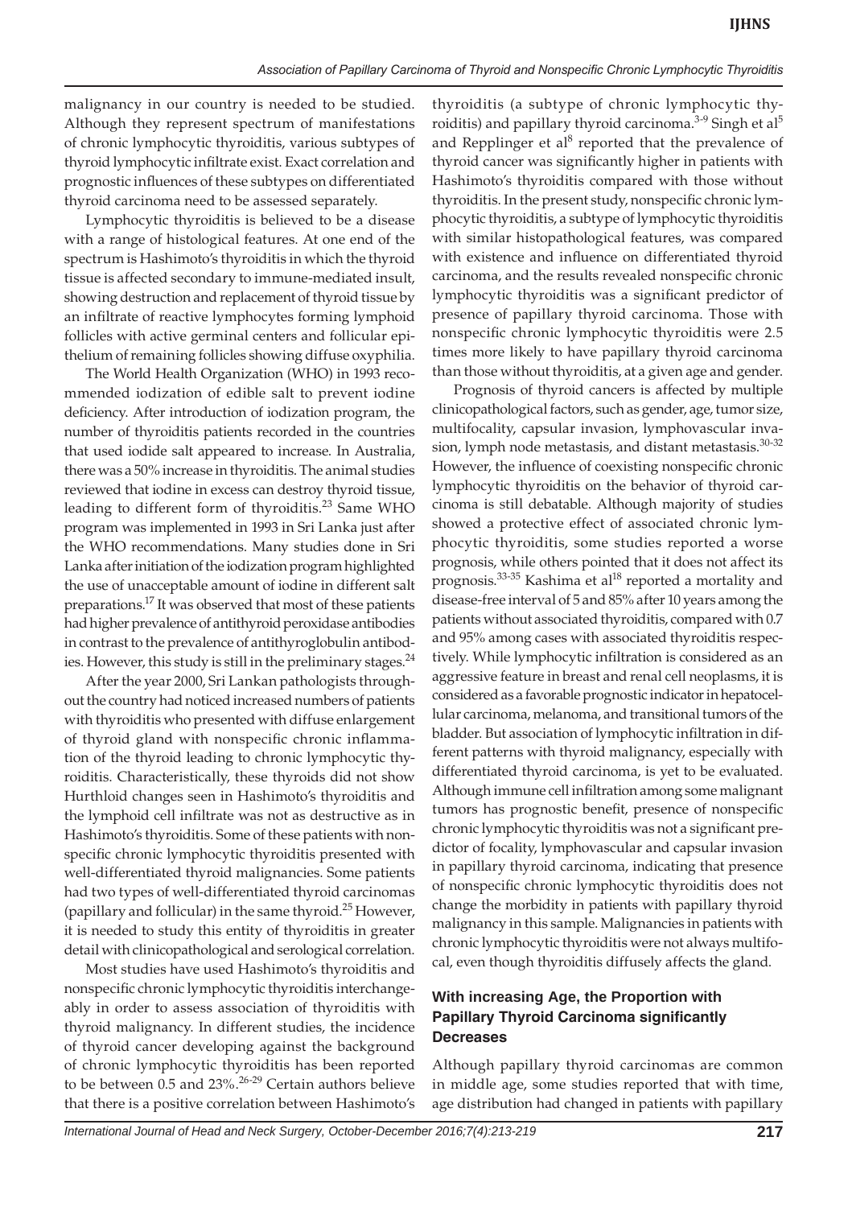malignancy in our country is needed to be studied. Although they represent spectrum of manifestations of chronic lymphocytic thyroiditis, various subtypes of thyroid lymphocytic infiltrate exist. Exact correlation and prognostic influences of these subtypes on differentiated thyroid carcinoma need to be assessed separately.

Lymphocytic thyroiditis is believed to be a disease with a range of histological features. At one end of the spectrum is Hashimoto's thyroiditis in which the thyroid tissue is affected secondary to immune-mediated insult, showing destruction and replacement of thyroid tissue by an infiltrate of reactive lymphocytes forming lymphoid follicles with active germinal centers and follicular epithelium of remaining follicles showing diffuse oxyphilia.

The World Health Organization (WHO) in 1993 recommended iodization of edible salt to prevent iodine deficiency. After introduction of iodization program, the number of thyroiditis patients recorded in the countries that used iodide salt appeared to increase. In Australia, there was a 50% increase in thyroiditis. The animal studies reviewed that iodine in excess can destroy thyroid tissue, leading to different form of thyroiditis.[23] Same WHO program was implemented in 1993 in Sri Lanka just after the WHO recommendations. Many studies done in Sri Lanka after initiation of the iodization program highlighted the use of unacceptable amount of iodine in different salt preparations.[17] It was observed that most of these patients had higher prevalence of antithyroid peroxidase antibodies in contrast to the prevalence of antithyroglobulin antibodies. However, this study is still in the preliminary stages.[24]

After the year 2000, Sri Lankan pathologists throughout the country had noticed increased numbers of patients with thyroiditis who presented with diffuse enlargement of thyroid gland with nonspecific chronic inflammation of the thyroid leading to chronic lymphocytic thyroiditis. Characteristically, these thyroids did not show Hurthloid changes seen in Hashimoto's thyroiditis and the lymphoid cell infiltrate was not as destructive as in Hashimoto's thyroiditis. Some of these patients with nonspecific chronic lymphocytic thyroiditis presented with well-differentiated thyroid malignancies. Some patients had two types of well-differentiated thyroid carcinomas (papillary and follicular) in the same thyroid.[25] However, it is needed to study this entity of thyroiditis in greater detail with clinicopathological and serological correlation.

Most studies have used Hashimoto's thyroiditis and nonspecific chronic lymphocytic thyroiditis interchangeably in order to assess association of thyroiditis with thyroid malignancy. In different studies, the incidence of thyroid cancer developing against the background of chronic lymphocytic thyroiditis has been reported to be between 0.5 and 23%.[26-29] Certain authors believe that there is a positive correlation between Hashimoto's thyroiditis (a subtype of chronic lymphocytic thyroiditis) and papillary thyroid carcinoma.[3-9] Singh et al[5] and Repplinger et al[8] reported that the prevalence of thyroid cancer was significantly higher in patients with Hashimoto's thyroiditis compared with those without thyroiditis. In the present study, nonspecific chronic lymphocytic thyroiditis, a subtype of lymphocytic thyroiditis with similar histopathological features, was compared with existence and influence on differentiated thyroid carcinoma, and the results revealed nonspecific chronic lymphocytic thyroiditis was a significant predictor of presence of papillary thyroid carcinoma. Those with nonspecific chronic lymphocytic thyroiditis were 2.5 times more likely to have papillary thyroid carcinoma than those without thyroiditis, at a given age and gender.

Prognosis of thyroid cancers is affected by multiple clinicopathological factors, such as gender, age, tumor size, multifocality, capsular invasion, lymphovascular invasion, lymph node metastasis, and distant metastasis.[30-32] However, the influence of coexisting nonspecific chronic lymphocytic thyroiditis on the behavior of thyroid carcinoma is still debatable. Although majority of studies showed a protective effect of associated chronic lymphocytic thyroiditis, some studies reported a worse prognosis, while others pointed that it does not affect its prognosis.[33-35] Kashima et al[18] reported a mortality and disease-free interval of 5 and 85% after 10 years among the patients without associated thyroiditis, compared with 0.7 and 95% among cases with associated thyroiditis respectively. While lymphocytic infiltration is considered as an aggressive feature in breast and renal cell neoplasms, it is considered as a favorable prognostic indicator in hepatocellular carcinoma, melanoma, and transitional tumors of the bladder. But association of lymphocytic infiltration in different patterns with thyroid malignancy, especially with differentiated thyroid carcinoma, is yet to be evaluated. Although immune cell infiltration among some malignant tumors has prognostic benefit, presence of nonspecific chronic lymphocytic thyroiditis was not a significant predictor of focality, lymphovascular and capsular invasion in papillary thyroid carcinoma, indicating that presence of nonspecific chronic lymphocytic thyroiditis does not change the morbidity in patients with papillary thyroid malignancy in this sample. Malignancies in patients with chronic lymphocytic thyroiditis were not always multifocal, even though thyroiditis diffusely affects the gland.

### With increasing Age, the Proportion with Papillary Thyroid Carcinoma significantly Decreases

Although papillary thyroid carcinomas are common in middle age, some studies reported that with time, age distribution had changed in patients with papillary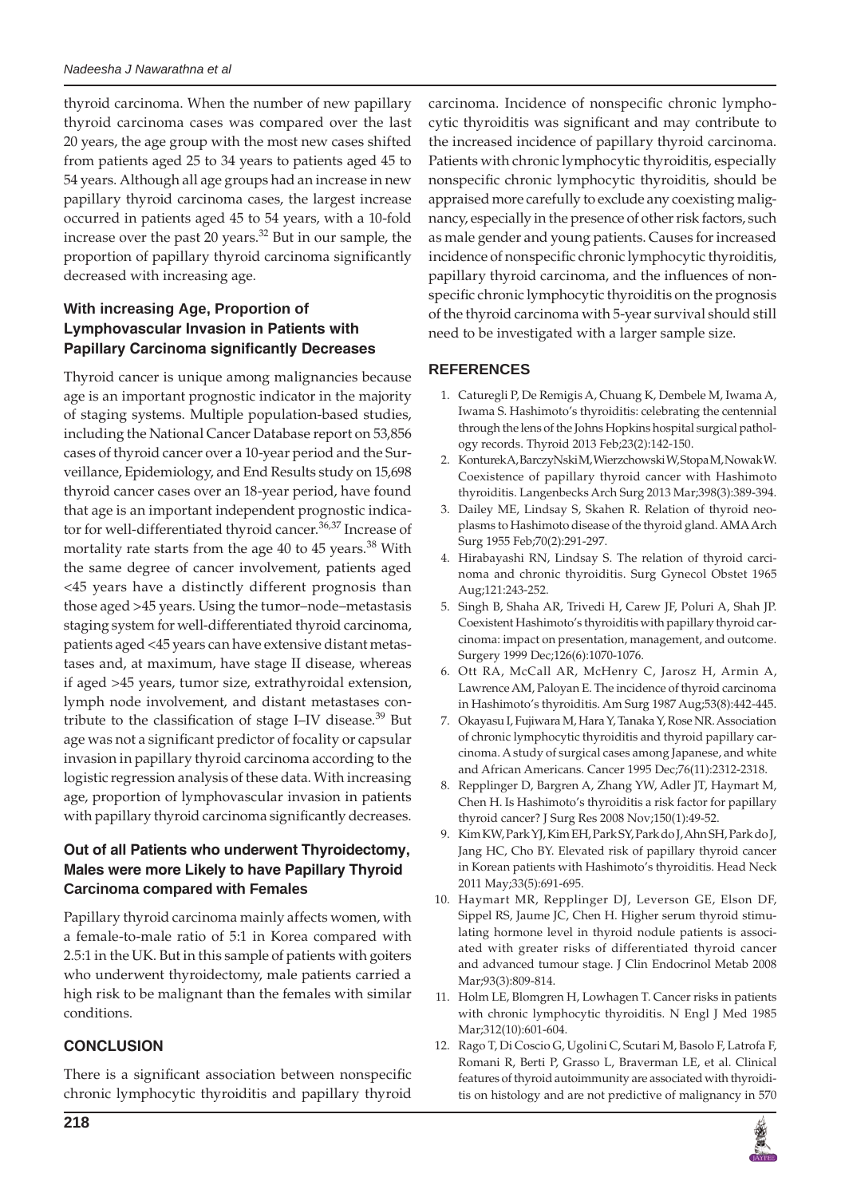thyroid carcinoma. When the number of new papillary thyroid carcinoma cases was compared over the last 20 years, the age group with the most new cases shifted from patients aged 25 to 34 years to patients aged 45 to 54 years. Although all age groups had an increase in new papillary thyroid carcinoma cases, the largest increase occurred in patients aged 45 to 54 years, with a 10-fold increase over the past 20 years.[32] But in our sample, the proportion of papillary thyroid carcinoma significantly decreased with increasing age.

### With increasing Age, Proportion of Lymphovascular Invasion in Patients with Papillary Carcinoma significantly Decreases

Thyroid cancer is unique among malignancies because age is an important prognostic indicator in the majority of staging systems. Multiple population-based studies, including the National Cancer Database report on 53,856 cases of thyroid cancer over a 10-year period and the Surveillance, Epidemiology, and End Results study on 15,698 thyroid cancer cases over an 18-year period, have found that age is an important independent prognostic indicator for well-differentiated thyroid cancer.[36,37] Increase of mortality rate starts from the age 40 to 45 years.[38] With the same degree of cancer involvement, patients aged <45 years have a distinctly different prognosis than those aged >45 years. Using the tumor–node–metastasis staging system for well-differentiated thyroid carcinoma, patients aged <45 years can have extensive distant metastases and, at maximum, have stage II disease, whereas if aged >45 years, tumor size, extrathyroidal extension, lymph node involvement, and distant metastases contribute to the classification of stage I–IV disease.[39] But age was not a significant predictor of focality or capsular invasion in papillary thyroid carcinoma according to the logistic regression analysis of these data. With increasing age, proportion of lymphovascular invasion in patients with papillary thyroid carcinoma significantly decreases.

### Out of all Patients who underwent Thyroidectomy, Males were more Likely to have Papillary Thyroid Carcinoma compared with Females

Papillary thyroid carcinoma mainly affects women, with a female-to-male ratio of 5:1 in Korea compared with 2.5:1 in the UK. But in this sample of patients with goiters who underwent thyroidectomy, male patients carried a high risk to be malignant than the females with similar conditions.

## CONCLUSION

There is a significant association between nonspecific chronic lymphocytic thyroiditis and papillary thyroid carcinoma. Incidence of nonspecific chronic lymphocytic thyroiditis was significant and may contribute to the increased incidence of papillary thyroid carcinoma. Patients with chronic lymphocytic thyroiditis, especially nonspecific chronic lymphocytic thyroiditis, should be appraised more carefully to exclude any coexisting malignancy, especially in the presence of other risk factors, such as male gender and young patients. Causes for increased incidence of nonspecific chronic lymphocytic thyroiditis, papillary thyroid carcinoma, and the influences of nonspecific chronic lymphocytic thyroiditis on the prognosis of the thyroid carcinoma with 5-year survival should still need to be investigated with a larger sample size.

## REFERENCES

1. Caturegli P, De Remigis A, Chuang K, Dembele M, Iwama A, Iwama S. Hashimoto's thyroiditis: celebrating the centennial through the lens of the Johns Hopkins hospital surgical pathology records. Thyroid 2013 Feb;23(2):142-150.
2. Konturek A, BarczyNski M, Wierzchowski W, Stopa M, Nowak W. Coexistence of papillary thyroid cancer with Hashimoto thyroiditis. Langenbecks Arch Surg 2013 Mar;398(3):389-394.
3. Dailey ME, Lindsay S, Skahen R. Relation of thyroid neoplasms to Hashimoto disease of the thyroid gland. AMA Arch Surg 1955 Feb;70(2):291-297.
4. Hirabayashi RN, Lindsay S. The relation of thyroid carcinoma and chronic thyroiditis. Surg Gynecol Obstet 1965 Aug;121:243-252.
5. Singh B, Shaha AR, Trivedi H, Carew JF, Poluri A, Shah JP. Coexistent Hashimoto's thyroiditis with papillary thyroid carcinoma: impact on presentation, management, and outcome. Surgery 1999 Dec;126(6):1070-1076.
6. Ott RA, McCall AR, McHenry C, Jarosz H, Armin A, Lawrence AM, Paloyan E. The incidence of thyroid carcinoma in Hashimoto's thyroiditis. Am Surg 1987 Aug;53(8):442-445.
7. Okayasu I, Fujiwara M, Hara Y, Tanaka Y, Rose NR. Association of chronic lymphocytic thyroiditis and thyroid papillary carcinoma. A study of surgical cases among Japanese, and white and African Americans. Cancer 1995 Dec;76(11):2312-2318.
8. Repplinger D, Bargren A, Zhang YW, Adler JT, Haymart M, Chen H. Is Hashimoto's thyroiditis a risk factor for papillary thyroid cancer? J Surg Res 2008 Nov;150(1):49-52.
9. Kim KW, Park YJ, Kim EH, Park SY, Park do J, Ahn SH, Park do J, Jang HC, Cho BY. Elevated risk of papillary thyroid cancer in Korean patients with Hashimoto's thyroiditis. Head Neck 2011 May;33(5):691-695.
10. Haymart MR, Repplinger DJ, Leverson GE, Elson DF, Sippel RS, Jaume JC, Chen H. Higher serum thyroid stimulating hormone level in thyroid nodule patients is associated with greater risks of differentiated thyroid cancer and advanced tumour stage. J Clin Endocrinol Metab 2008 Mar;93(3):809-814.
11. Holm LE, Blomgren H, Lowhagen T. Cancer risks in patients with chronic lymphocytic thyroiditis. N Engl J Med 1985 Mar;312(10):601-604.
12. Rago T, Di Coscio G, Ugolini C, Scutari M, Basolo F, Latrofa F, Romani R, Berti P, Grasso L, Braverman LE, et al. Clinical features of thyroid autoimmunity are associated with thyroiditis on histology and are not predictive of malignancy in 570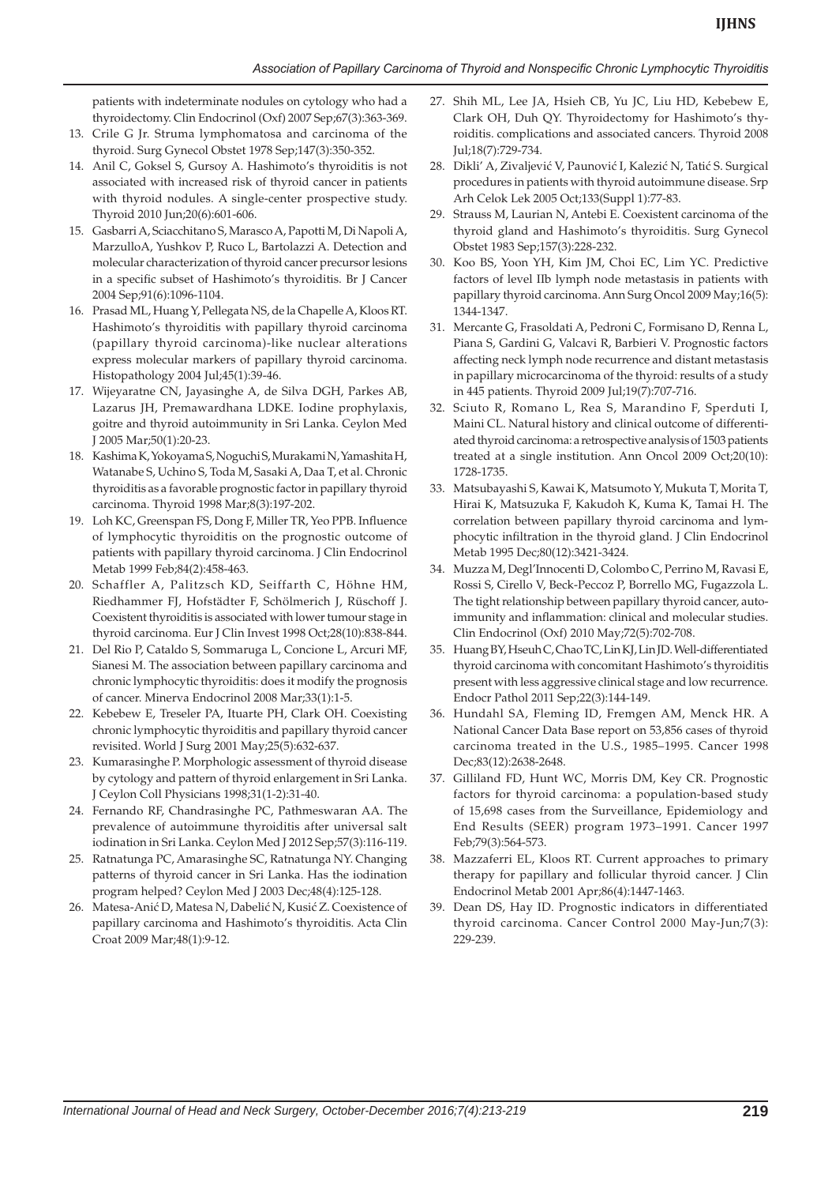patients with indeterminate nodules on cytology who had a thyroidectomy. Clin Endocrinol (Oxf) 2007 Sep;67(3):363-369.

13. Crile G Jr. Struma lymphomatosa and carcinoma of the thyroid. Surg Gynecol Obstet 1978 Sep;147(3):350-352.
14. Anil C, Goksel S, Gursoy A. Hashimoto's thyroiditis is not associated with increased risk of thyroid cancer in patients with thyroid nodules. A single-center prospective study. Thyroid 2010 Jun;20(6):601-606.
15. Gasbarri A, Sciacchitano S, Marasco A, Papotti M, Di Napoli A, MarzulloA, Yushkov P, Ruco L, Bartolazzi A. Detection and molecular characterization of thyroid cancer precursor lesions in a specific subset of Hashimoto's thyroiditis. Br J Cancer 2004 Sep;91(6):1096-1104.
16. Prasad ML, Huang Y, Pellegata NS, de la Chapelle A, Kloos RT. Hashimoto's thyroiditis with papillary thyroid carcinoma (papillary thyroid carcinoma)-like nuclear alterations express molecular markers of papillary thyroid carcinoma. Histopathology 2004 Jul;45(1):39-46.
17. Wijeyaratne CN, Jayasinghe A, de Silva DGH, Parkes AB, Lazarus JH, Premawardhana LDKE. Iodine prophylaxis, goitre and thyroid autoimmunity in Sri Lanka. Ceylon Med J 2005 Mar;50(1):20-23.
18. Kashima K, Yokoyama S, Noguchi S, Murakami N, Yamashita H, Watanabe S, Uchino S, Toda M, Sasaki A, Daa T, et al. Chronic thyroiditis as a favorable prognostic factor in papillary thyroid carcinoma. Thyroid 1998 Mar;8(3):197-202.
19. Loh KC, Greenspan FS, Dong F, Miller TR, Yeo PPB. Influence of lymphocytic thyroiditis on the prognostic outcome of patients with papillary thyroid carcinoma. J Clin Endocrinol Metab 1999 Feb;84(2):458-463.
20. Schaffler A, Palitzsch KD, Seiffarth C, Höhne HM, Riedhammer FJ, Hofstädter F, Schölmerich J, Rüschoff J. Coexistent thyroiditis is associated with lower tumour stage in thyroid carcinoma. Eur J Clin Invest 1998 Oct;28(10):838-844.
21. Del Rio P, Cataldo S, Sommaruga L, Concione L, Arcuri MF, Sianesi M. The association between papillary carcinoma and chronic lymphocytic thyroiditis: does it modify the prognosis of cancer. Minerva Endocrinol 2008 Mar;33(1):1-5.
22. Kebebew E, Treseler PA, Ituarte PH, Clark OH. Coexisting chronic lymphocytic thyroiditis and papillary thyroid cancer revisited. World J Surg 2001 May;25(5):632-637.
23. Kumarasinghe P. Morphologic assessment of thyroid disease by cytology and pattern of thyroid enlargement in Sri Lanka. J Ceylon Coll Physicians 1998;31(1-2):31-40.
24. Fernando RF, Chandrasinghe PC, Pathmeswaran AA. The prevalence of autoimmune thyroiditis after universal salt iodination in Sri Lanka. Ceylon Med J 2012 Sep;57(3):116-119.
25. Ratnatunga PC, Amarasinghe SC, Ratnatunga NY. Changing patterns of thyroid cancer in Sri Lanka. Has the iodination program helped? Ceylon Med J 2003 Dec;48(4):125-128.
26. Matesa-Anić D, Matesa N, Dabelić N, Kusić Z. Coexistence of papillary carcinoma and Hashimoto's thyroiditis. Acta Clin Croat 2009 Mar;48(1):9-12.
27. Shih ML, Lee JA, Hsieh CB, Yu JC, Liu HD, Kebebew E, Clark OH, Duh QY. Thyroidectomy for Hashimoto's thyroiditis. complications and associated cancers. Thyroid 2008 Jul;18(7):729-734.
28. Dikli' A, Zivaljević V, Paunović I, Kalezić N, Tatić S. Surgical procedures in patients with thyroid autoimmune disease. Srp Arh Celok Lek 2005 Oct;133(Suppl 1):77-83.
29. Strauss M, Laurian N, Antebi E. Coexistent carcinoma of the thyroid gland and Hashimoto's thyroiditis. Surg Gynecol Obstet 1983 Sep;157(3):228-232.
30. Koo BS, Yoon YH, Kim JM, Choi EC, Lim YC. Predictive factors of level IIb lymph node metastasis in patients with papillary thyroid carcinoma. Ann Surg Oncol 2009 May;16(5):1344-1347.
31. Mercante G, Frasoldati A, Pedroni C, Formisano D, Renna L, Piana S, Gardini G, Valcavi R, Barbieri V. Prognostic factors affecting neck lymph node recurrence and distant metastasis in papillary microcarcinoma of the thyroid: results of a study in 445 patients. Thyroid 2009 Jul;19(7):707-716.
32. Sciuto R, Romano L, Rea S, Marandino F, Sperduti I, Maini CL. Natural history and clinical outcome of differentiated thyroid carcinoma: a retrospective analysis of 1503 patients treated at a single institution. Ann Oncol 2009 Oct;20(10):1728-1735.
33. Matsubayashi S, Kawai K, Matsumoto Y, Mukuta T, Morita T, Hirai K, Matsuzuka F, Kakudoh K, Kuma K, Tamai H. The correlation between papillary thyroid carcinoma and lymphocytic infiltration in the thyroid gland. J Clin Endocrinol Metab 1995 Dec;80(12):3421-3424.
34. Muzza M, Degl'Innocenti D, Colombo C, Perrino M, Ravasi E, Rossi S, Cirello V, Beck-Peccoz P, Borrello MG, Fugazzola L. The tight relationship between papillary thyroid cancer, autoimmunity and inflammation: clinical and molecular studies. Clin Endocrinol (Oxf) 2010 May;72(5):702-708.
35. Huang BY, Hseuh C, Chao TC, Lin KJ, Lin JD. Well-differentiated thyroid carcinoma with concomitant Hashimoto's thyroiditis present with less aggressive clinical stage and low recurrence. Endocr Pathol 2011 Sep;22(3):144-149.
36. Hundahl SA, Fleming ID, Fremgen AM, Menck HR. A National Cancer Data Base report on 53,856 cases of thyroid carcinoma treated in the U.S., 1985–1995. Cancer 1998 Dec;83(12):2638-2648.
37. Gilliland FD, Hunt WC, Morris DM, Key CR. Prognostic factors for thyroid carcinoma: a population-based study of 15,698 cases from the Surveillance, Epidemiology and End Results (SEER) program 1973–1991. Cancer 1997 Feb;79(3):564-573.
38. Mazzaferri EL, Kloos RT. Current approaches to primary therapy for papillary and follicular thyroid cancer. J Clin Endocrinol Metab 2001 Apr;86(4):1447-1463.
39. Dean DS, Hay ID. Prognostic indicators in differentiated thyroid carcinoma. Cancer Control 2000 May-Jun;7(3):229-239.